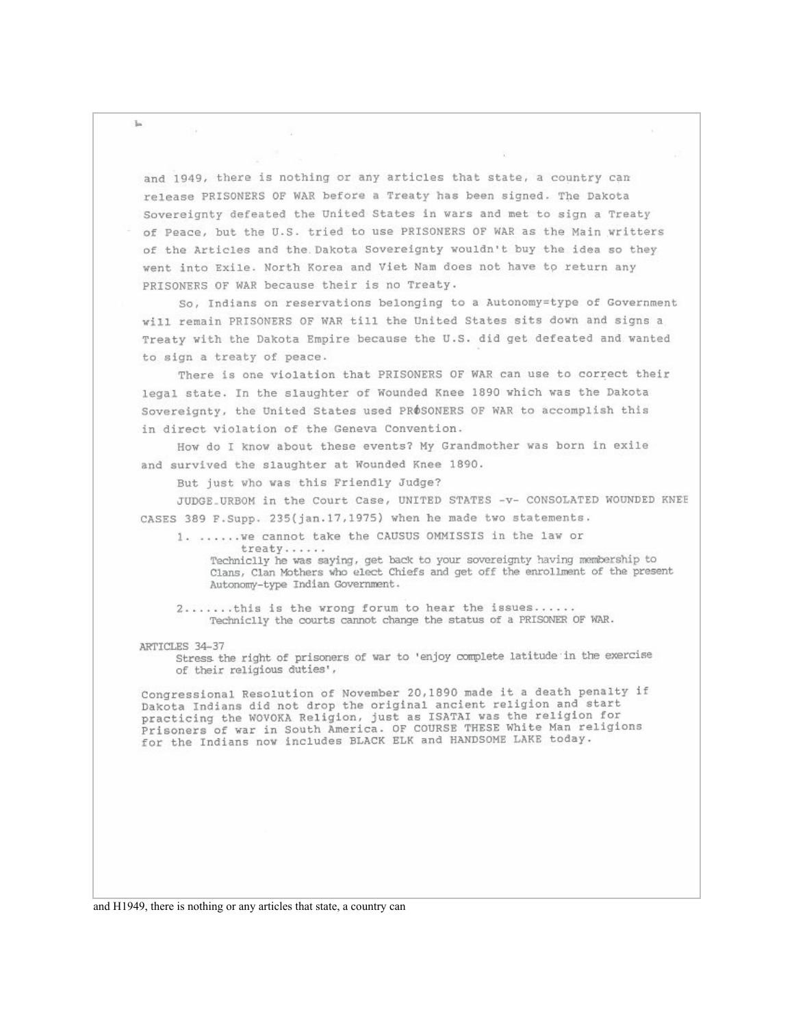and 1949, there is nothing or any articles that state, a country can release PRISONERS OF WAR before a Treaty has been signed. The Dakota Sovereignty defeated the United States in wars and met to sign a Treaty of Peace, but the U.S. tried to use PRISONERS OF WAR as the Main writters of the Articles and the Dakota Sovereignty wouldn't buy the idea so they went into Exile. North Korea and Viet Nam does not have to return any PRISONERS OF WAR because their is no Treaty.

So, Indians on reservations belonging to a Autonomy=type of Government will remain PRISONERS OF WAR till the United States sits down and signs a Treaty with the Dakota Empire because the U.S. did get defeated and wanted to sign a treaty of peace.

There is one violation that PRISONERS OF WAR can use to correct their legal state. In the slaughter of Wounded Knee 1890 which was the Dakota Sovereignty, the United States used PRøSONERS OF WAR to accomplish this in direct violation of the Geneva Convention.

How do I know about these events? My Grandmother was born in exile and survived the slaughter at Wounded Knee 1890.

But just who was this Friendly Judge?

JUDGE URBOM in the Court Case, UNITED STATES -v- CONSOLATED WOUNDED KNEE CASES 389 F.Supp. 235(jan.17,1975) when he made two statements.

1. ......we cannot take the CAUSUS OMMISSIS in the law or treaty......
   Techniclly he was saying, get back to your sovereignty having membership to Clans, Clan Mothers who elect Chiefs and get off the enrollment of the present Autonomy-type Indian Government.

2.......this is the wrong forum to hear the issues......
   Techniclly the courts cannot change the status of a PRISONER OF WAR.

ARTICLES 34-37
Stress the right of prisoners of war to 'enjoy complete latitude in the exercise of their religious duties',

Congressional Resolution of November 20,1890 made it a death penalty if Dakota Indians did not drop the original ancient religion and start practicing the WOVOKA Religion, just as ISATAI was the religion for Prisoners of war in South America. OF COURSE THESE White Man religions for the Indians now includes BLACK ELK and HANDSOME LAKE today.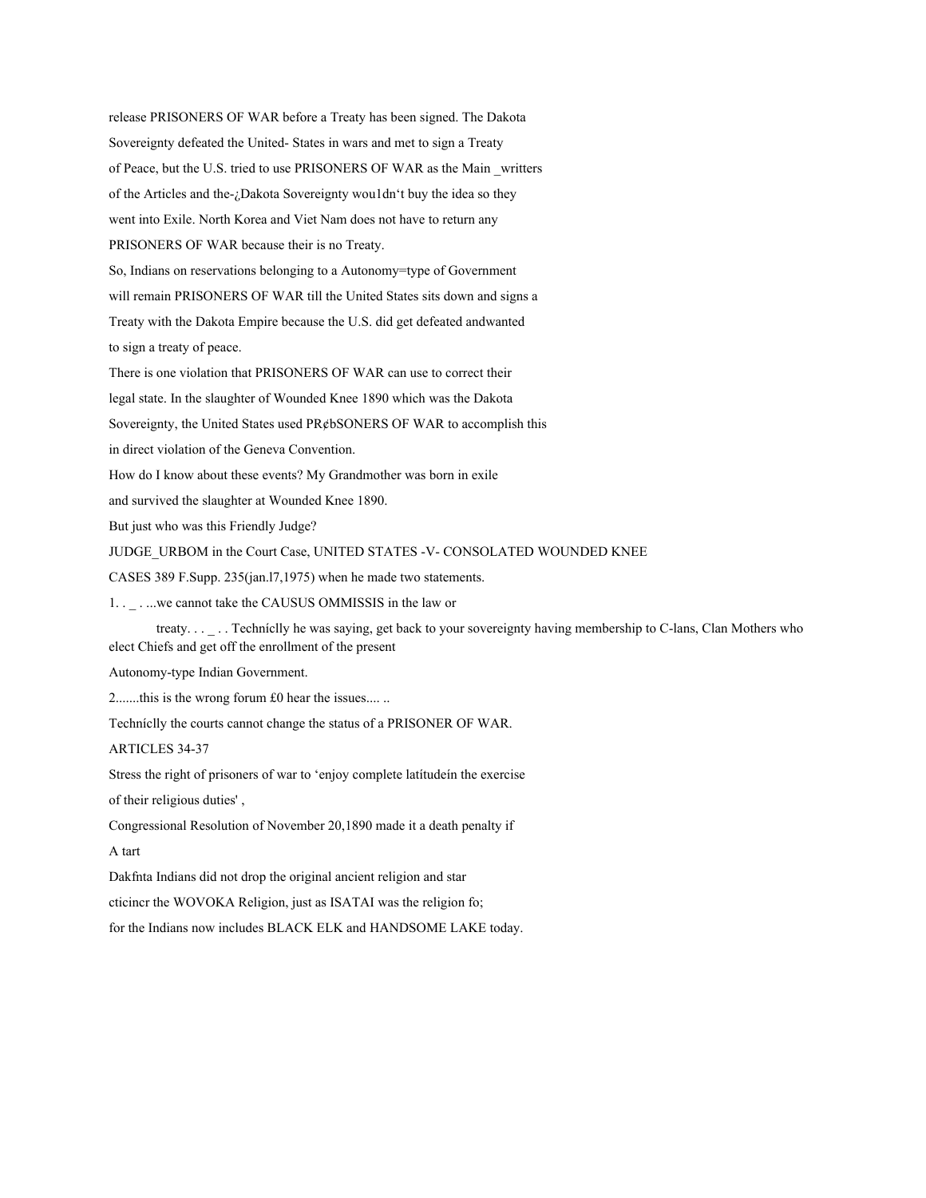release PRISONERS OF WAR before a Treaty has been signed. The Dakota Sovereignty defeated the United- States in wars and met to sign a Treaty of Peace, but the U.S. tried to use PRISONERS OF WAR as the Main _writters of the Articles and the-¿Dakota Sovereignty wou1dn't buy the idea so they went into Exile. North Korea and Viet Nam does not have to return any PRISONERS OF WAR because their is no Treaty.

So, Indians on reservations belonging to a Autonomy=type of Government will remain PRISONERS OF WAR till the United States sits down and signs a Treaty with the Dakota Empire because the U.S. did get defeated andwanted to sign a treaty of peace.

There is one violation that PRISONERS OF WAR can use to correct their legal state. In the slaughter of Wounded Knee 1890 which was the Dakota Sovereignty, the United States used PR¢bSONERS OF WAR to accomplish this in direct violation of the Geneva Convention.

How do I know about these events? My Grandmother was born in exile and survived the slaughter at Wounded Knee 1890.

But just who was this Friendly Judge?

JUDGE_URBOM in the Court Case, UNITED STATES -V- CONSOLATED WOUNDED KNEE CASES 389 F.Supp. 235(jan.l7,1975) when he made two statements.

1. . _ . ...we cannot take the CAUSUS OMMISSIS in the law or treaty. . . _ . . Techníclly he was saying, get back to your sovereignty having membership to C-lans, Clan Mothers who elect Chiefs and get off the enrollment of the present Autonomy-type Indian Government.

2.......this is the wrong forum £0 hear the issues.... ..

Techníclly the courts cannot change the status of a PRISONER OF WAR.

ARTICLES 34-37

Stress the right of prisoners of war to 'enjoy complete latítudeín the exercise of their religious duties' ,

Congressional Resolution of November 20,1890 made it a death penalty if

A tart

Dakfnta Indians did not drop the original ancient religion and star

cticincr the WOVOKA Religion, just as ISATAI was the religion fo;

for the Indians now includes BLACK ELK and HANDSOME LAKE today.